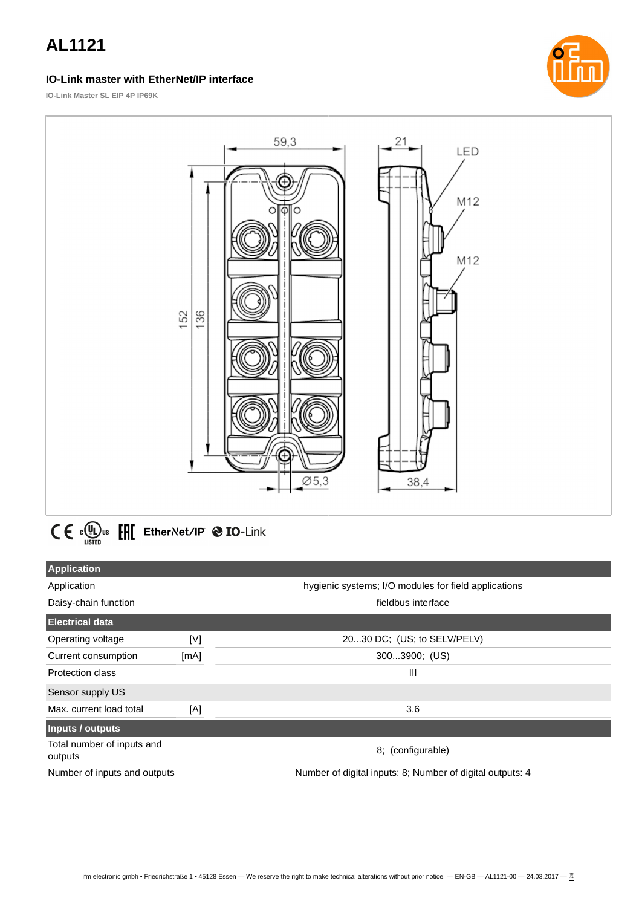# AL1121

### IO-Link master with EtherNet/IP interface

IO-Link Master SL EIP 4P IP69K

| Application | | |
|---|---|---|
| Application | | hygienic systems; I/O modules for field applications |
| Daisy-chain function | | fieldbus interface |
| **Electrical data** | | |
| Operating voltage | [V] | 20...30 DC; (US; to SELV/PELV) |
| Current consumption | [mA] | 300...3900; (US) |
| Protection class | | III |
| Sensor supply US | | |
| Max. current load total | [A] | 3.6 |
| **Inputs / outputs** | | |
| Total number of inputs and outputs | | 8; (configurable) |
| Number of inputs and outputs | | Number of digital inputs: 8; Number of digital outputs: 4 |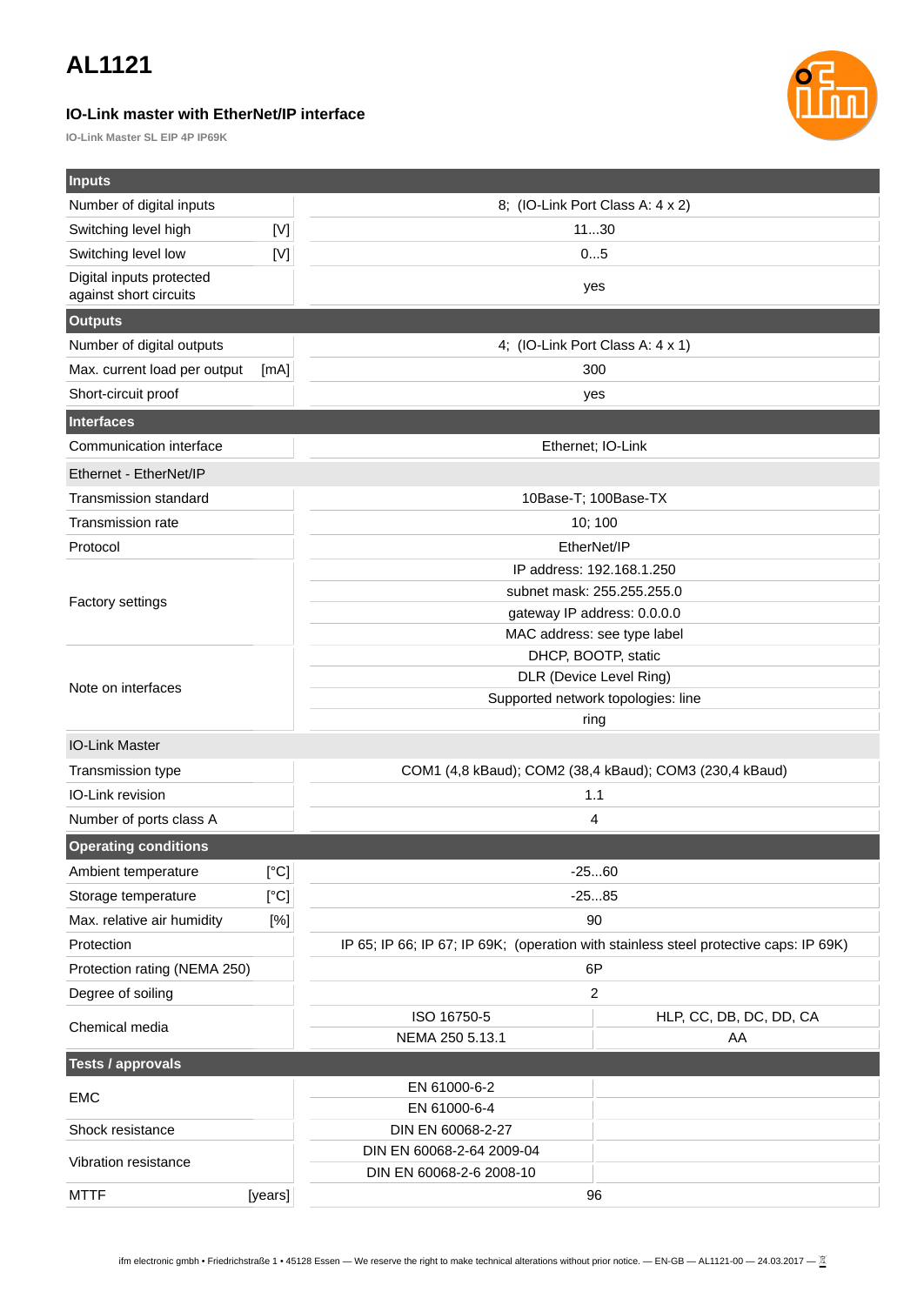# AL1121

### IO-Link master with EtherNet/IP interface

**IO-Link Master SL EIP 4P IP69K**

| **Inputs** | | |
|---|---|---|
| Number of digital inputs | 8; (IO-Link Port Class A: 4 x 2) | |
| Switching level high [V] | 11...30 | |
| Switching level low [V] | 0...5 | |
| Digital inputs protected against short circuits | yes | |
| **Outputs** | | |
| Number of digital outputs | 4; (IO-Link Port Class A: 4 x 1) | |
| Max. current load per output [mA] | 300 | |
| Short-circuit proof | yes | |
| **Interfaces** | | |
| Communication interface | Ethernet; IO-Link | |
| Ethernet - EtherNet/IP | | |
| Transmission standard | 10Base-T; 100Base-TX | |
| Transmission rate | 10; 100 | |
| Protocol | EtherNet/IP | |
| Factory settings | IP address: 192.168.1.250 | |
| | subnet mask: 255.255.255.0 | |
| | gateway IP address: 0.0.0.0 | |
| | MAC address: see type label | |
| Note on interfaces | DHCP, BOOTP, static | |
| | DLR (Device Level Ring) | |
| | Supported network topologies: line | |
| | ring | |
| IO-Link Master | | |
| Transmission type | COM1 (4,8 kBaud); COM2 (38,4 kBaud); COM3 (230,4 kBaud) | |
| IO-Link revision | 1.1 | |
| Number of ports class A | 4 | |
| **Operating conditions** | | |
| Ambient temperature [°C] | -25...60 | |
| Storage temperature [°C] | -25...85 | |
| Max. relative air humidity [%] | 90 | |
| Protection | IP 65; IP 66; IP 67; IP 69K; (operation with stainless steel protective caps: IP 69K) | |
| Protection rating (NEMA 250) | 6P | |
| Degree of soiling | 2 | |
| Chemical media | ISO 16750-5 | HLP, CC, DB, DC, DD, CA |
| | NEMA 250 5.13.1 | AA |
| **Tests / approvals** | | |
| EMC | EN 61000-6-2 | |
| | EN 61000-6-4 | |
| Shock resistance | DIN EN 60068-2-27 | |
| Vibration resistance | DIN EN 60068-2-64 2009-04 | |
| | DIN EN 60068-2-6 2008-10 | |
| MTTF [years] | 96 | |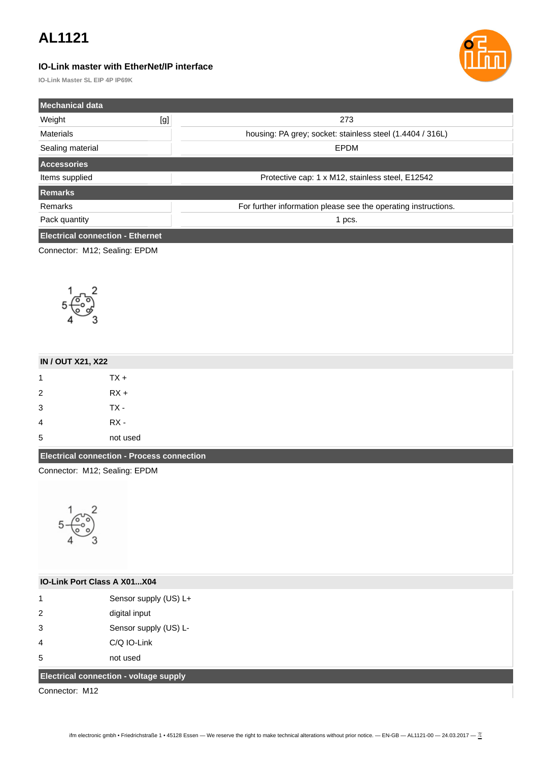# AL1121

### IO-Link master with EtherNet/IP interface

**IO-Link Master SL EIP 4P IP69K**

| Mechanical data | | |
|---|---|---|
| Weight | [g] | 273 |
| Materials | | housing: PA grey; socket: stainless steel (1.4404 / 316L) |
| Sealing material | | EPDM |

| Accessories | |
|---|---|
| Items supplied | Protective cap: 1 x M12, stainless steel, E12542 |

| Remarks | |
|---|---|
| Remarks | For further information please see the operating instructions. |
| Pack quantity | 1 pcs. |

### Electrical connection - Ethernet

Connector: M12; Sealing: EPDM

| IN / OUT X21, X22 | |
|---|---|
| 1 | TX + |
| 2 | RX + |
| 3 | TX - |
| 4 | RX - |
| 5 | not used |

### Electrical connection - Process connection

Connector: M12; Sealing: EPDM

| IO-Link Port Class A X01...X04 | |
|---|---|
| 1 | Sensor supply (US) L+ |
| 2 | digital input |
| 3 | Sensor supply (US) L- |
| 4 | C/Q IO-Link |
| 5 | not used |

### Electrical connection - voltage supply

Connector: M12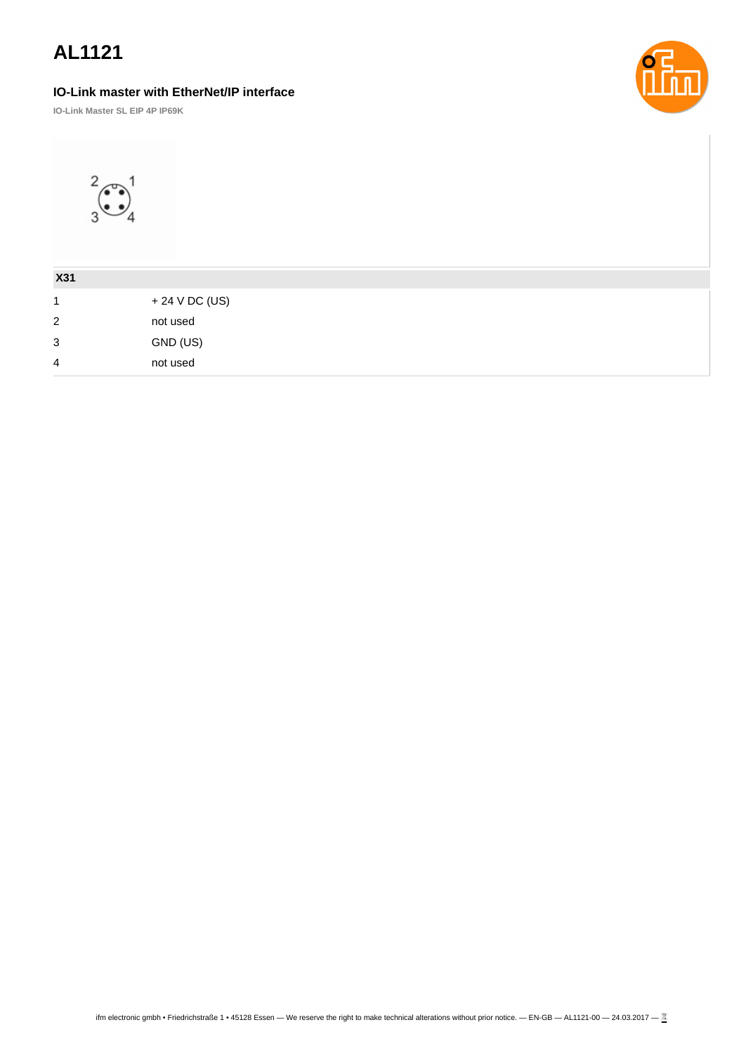# AL1121

### IO-Link master with EtherNet/IP interface

IO-Link Master SL EIP 4P IP69K

| X31 | |
|---|---|
| 1 | + 24 V DC (US) |
| 2 | not used |
| 3 | GND (US) |
| 4 | not used |

ifm electronic gmbh • Friedrichstraße 1 • 45128 Essen — We reserve the right to make technical alterations without prior notice. — EN-GB — AL1121-00 — 24.03.2017 —